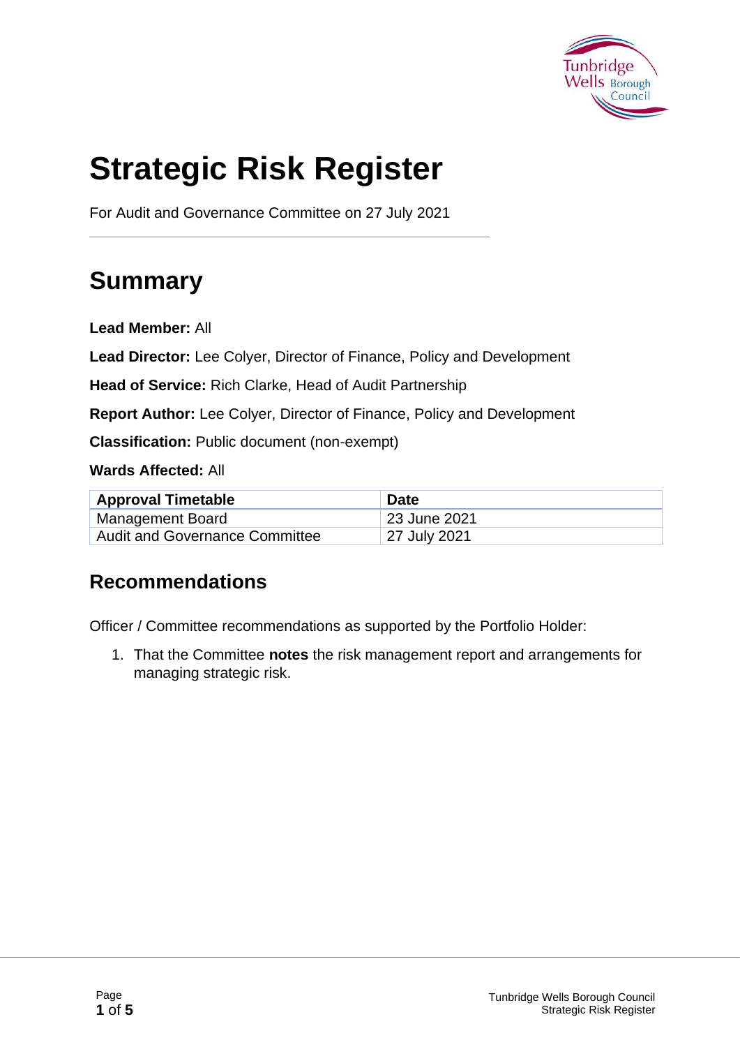# Strategic Risk Register

For Audit and Governance Committee on 27 July 2021

## Summary

**Lead Member:** All

**Lead Director:** Lee Colyer, Director of Finance, Policy and Development

**Head of Service:** Rich Clarke, Head of Audit Partnership

**Report Author:** Lee Colyer, Director of Finance, Policy and Development

**Classification:** Public document (non-exempt)

**Wards Affected:** All

| Approval Timetable | Date |
|---|---|
| Management Board | 23 June 2021 |
| Audit and Governance Committee | 27 July 2021 |

## Recommendations

Officer / Committee recommendations as supported by the Portfolio Holder:

1. That the Committee **notes** the risk management report and arrangements for managing strategic risk.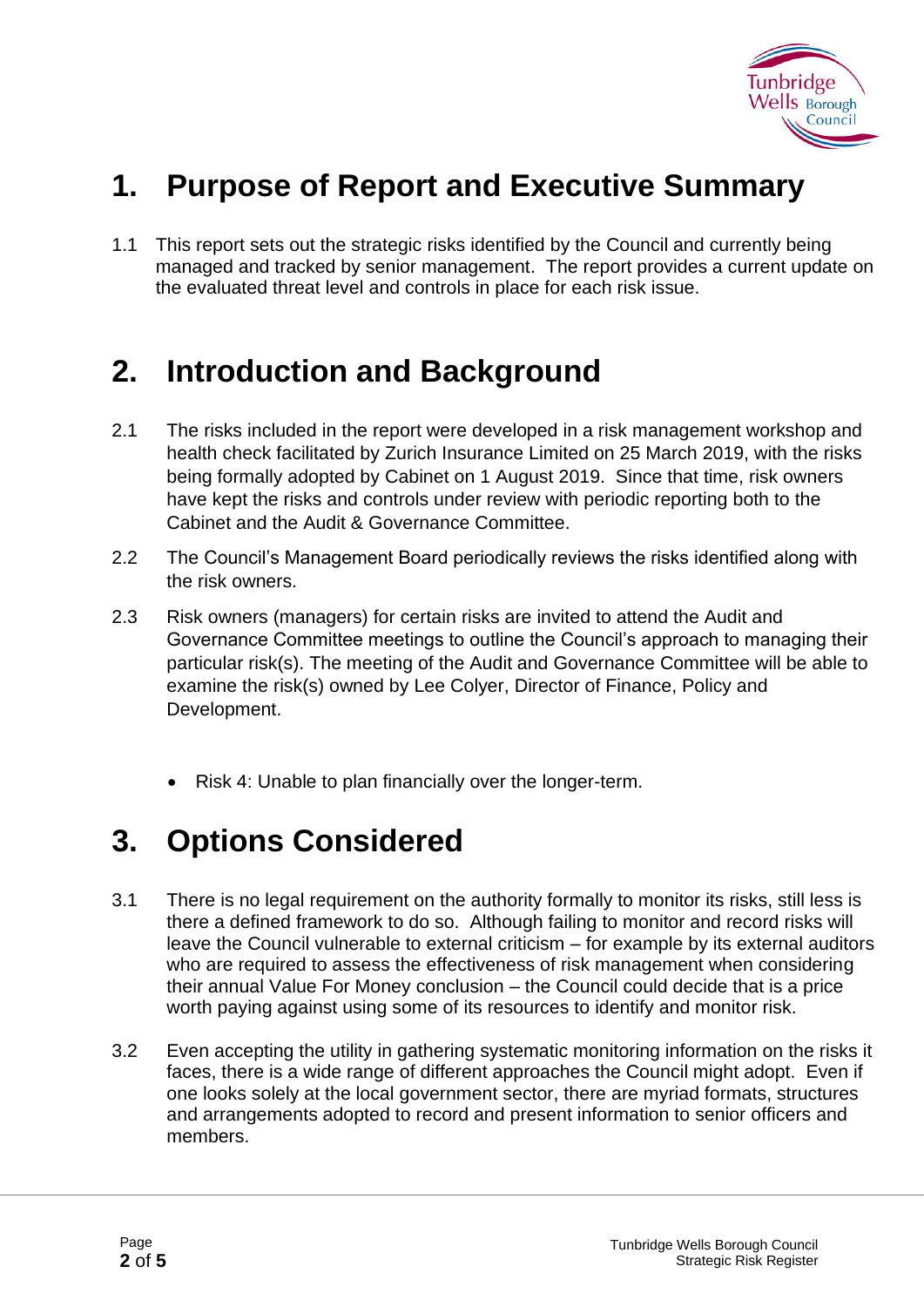# 1. Purpose of Report and Executive Summary

1.1 This report sets out the strategic risks identified by the Council and currently being managed and tracked by senior management. The report provides a current update on the evaluated threat level and controls in place for each risk issue.

# 2. Introduction and Background

2.1 The risks included in the report were developed in a risk management workshop and health check facilitated by Zurich Insurance Limited on 25 March 2019, with the risks being formally adopted by Cabinet on 1 August 2019. Since that time, risk owners have kept the risks and controls under review with periodic reporting both to the Cabinet and the Audit & Governance Committee.

2.2 The Council's Management Board periodically reviews the risks identified along with the risk owners.

2.3 Risk owners (managers) for certain risks are invited to attend the Audit and Governance Committee meetings to outline the Council's approach to managing their particular risk(s). The meeting of the Audit and Governance Committee will be able to examine the risk(s) owned by Lee Colyer, Director of Finance, Policy and Development.

- Risk 4: Unable to plan financially over the longer-term.

# 3. Options Considered

3.1 There is no legal requirement on the authority formally to monitor its risks, still less is there a defined framework to do so. Although failing to monitor and record risks will leave the Council vulnerable to external criticism – for example by its external auditors who are required to assess the effectiveness of risk management when considering their annual Value For Money conclusion – the Council could decide that is a price worth paying against using some of its resources to identify and monitor risk.

3.2 Even accepting the utility in gathering systematic monitoring information on the risks it faces, there is a wide range of different approaches the Council might adopt. Even if one looks solely at the local government sector, there are myriad formats, structures and arrangements adopted to record and present information to senior officers and members.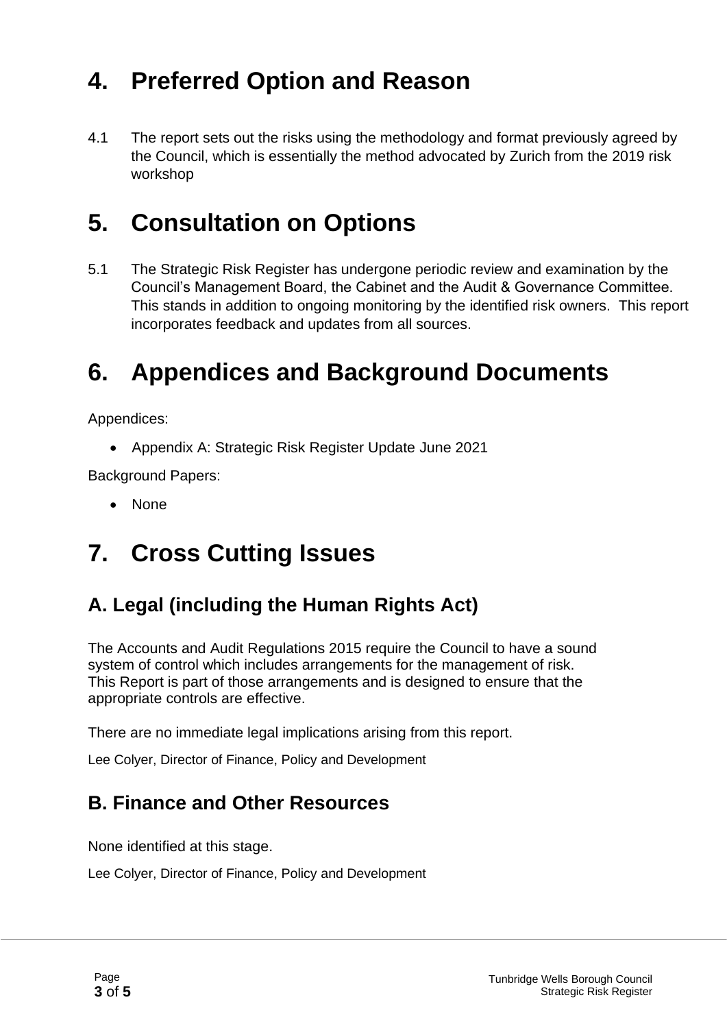# 4. Preferred Option and Reason

4.1 The report sets out the risks using the methodology and format previously agreed by the Council, which is essentially the method advocated by Zurich from the 2019 risk workshop

# 5. Consultation on Options

5.1 The Strategic Risk Register has undergone periodic review and examination by the Council's Management Board, the Cabinet and the Audit & Governance Committee. This stands in addition to ongoing monitoring by the identified risk owners. This report incorporates feedback and updates from all sources.

# 6. Appendices and Background Documents

Appendices:

- Appendix A: Strategic Risk Register Update June 2021

Background Papers:

- None

# 7. Cross Cutting Issues

## A. Legal (including the Human Rights Act)

The Accounts and Audit Regulations 2015 require the Council to have a sound system of control which includes arrangements for the management of risk. This Report is part of those arrangements and is designed to ensure that the appropriate controls are effective.

There are no immediate legal implications arising from this report.

Lee Colyer, Director of Finance, Policy and Development

## B. Finance and Other Resources

None identified at this stage.

Lee Colyer, Director of Finance, Policy and Development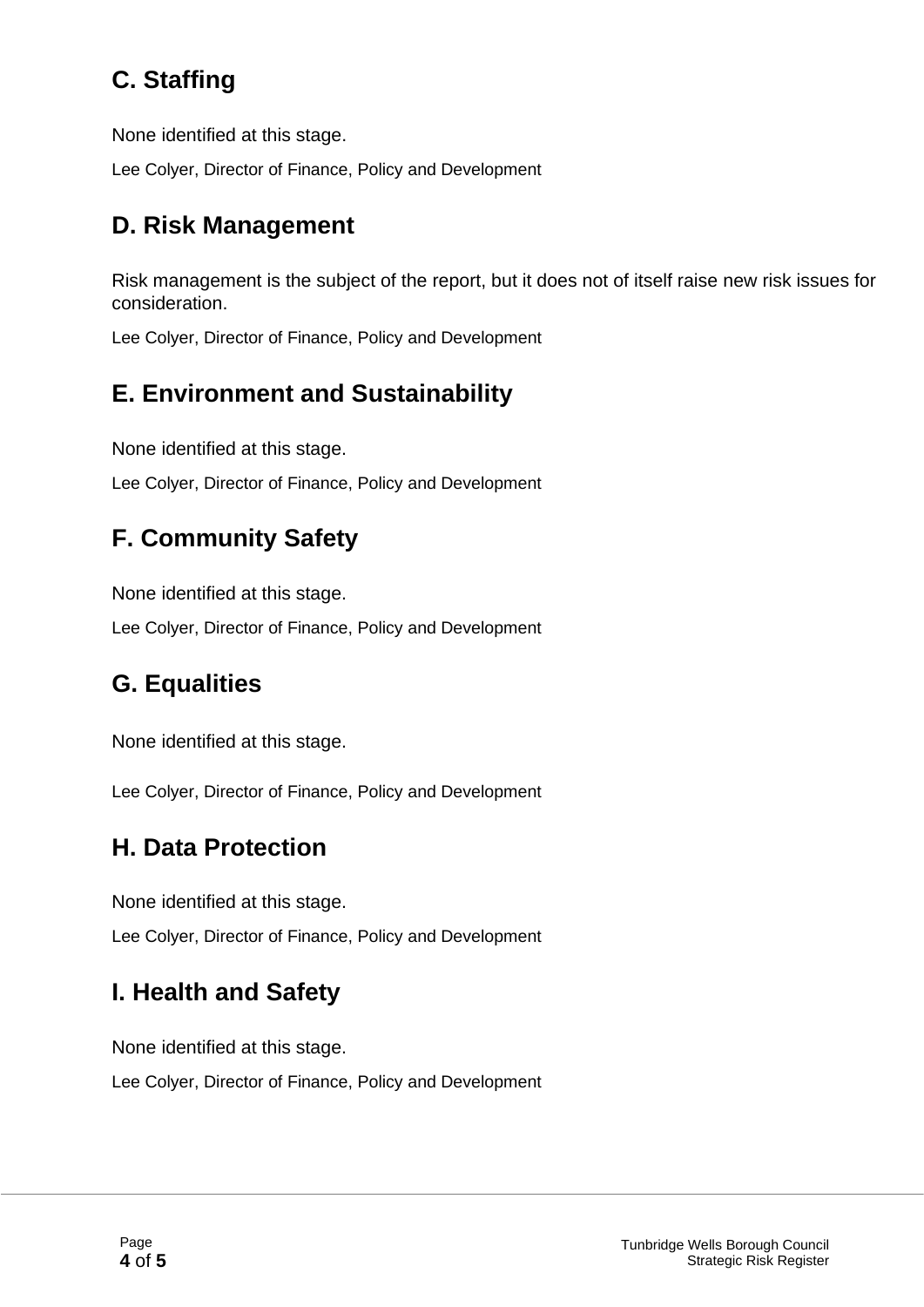## C. Staffing

None identified at this stage.

Lee Colyer, Director of Finance, Policy and Development

## D. Risk Management

Risk management is the subject of the report, but it does not of itself raise new risk issues for consideration.

Lee Colyer, Director of Finance, Policy and Development

## E. Environment and Sustainability

None identified at this stage.

Lee Colyer, Director of Finance, Policy and Development

## F. Community Safety

None identified at this stage.

Lee Colyer, Director of Finance, Policy and Development

## G. Equalities

None identified at this stage.

Lee Colyer, Director of Finance, Policy and Development

## H. Data Protection

None identified at this stage.

Lee Colyer, Director of Finance, Policy and Development

## I. Health and Safety

None identified at this stage.

Lee Colyer, Director of Finance, Policy and Development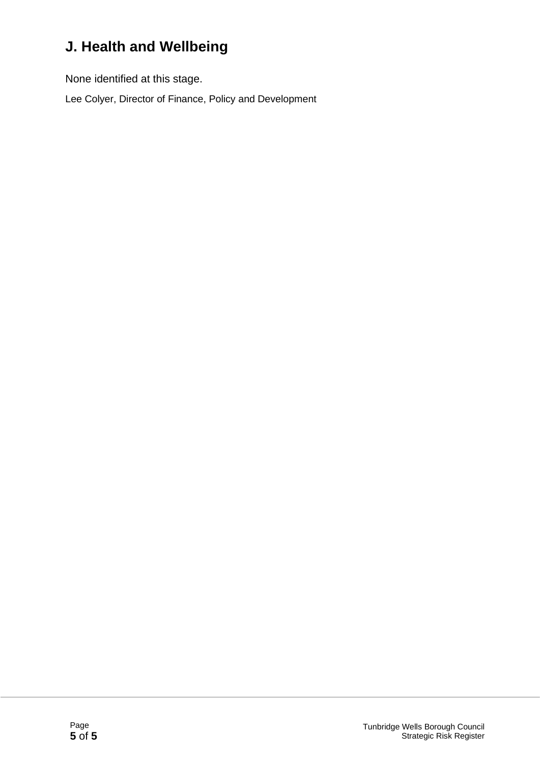## J. Health and Wellbeing

None identified at this stage.

Lee Colyer, Director of Finance, Policy and Development